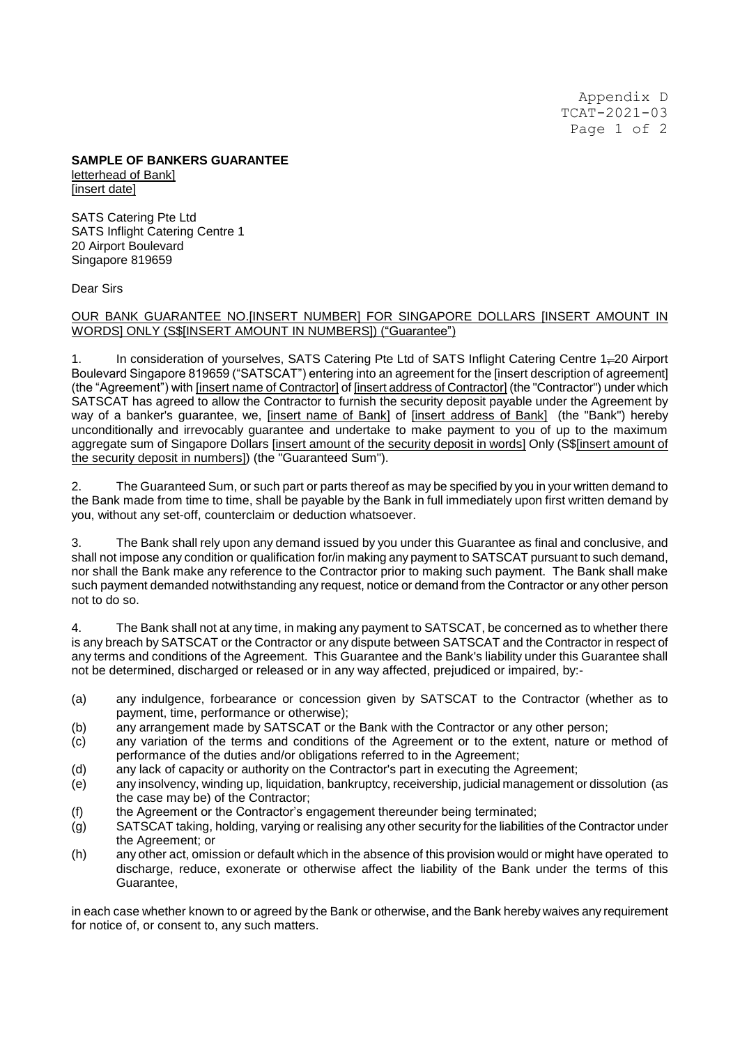Appendix D
TCAT-2021-03

**SAMPLE OF BANKERS GUARANTEE**
letterhead of Bank]
[insert date]

SATS Catering Pte Ltd
SATS Inflight Catering Centre 1
20 Airport Boulevard
Singapore 819659

Dear Sirs

OUR BANK GUARANTEE NO.[INSERT NUMBER] FOR SINGAPORE DOLLARS [INSERT AMOUNT IN WORDS] ONLY (S$[INSERT AMOUNT IN NUMBERS]) ("Guarantee")

1. In consideration of yourselves, SATS Catering Pte Ltd of SATS Inflight Catering Centre 1, 20 Airport Boulevard Singapore 819659 ("SATSCAT") entering into an agreement for the [insert description of agreement] (the "Agreement") with [insert name of Contractor] of [insert address of Contractor] (the "Contractor") under which SATSCAT has agreed to allow the Contractor to furnish the security deposit payable under the Agreement by way of a banker's guarantee, we, [insert name of Bank] of [insert address of Bank] (the "Bank") hereby unconditionally and irrevocably guarantee and undertake to make payment to you of up to the maximum aggregate sum of Singapore Dollars [insert amount of the security deposit in words] Only (S$[insert amount of the security deposit in numbers]) (the "Guaranteed Sum").

2. The Guaranteed Sum, or such part or parts thereof as may be specified by you in your written demand to the Bank made from time to time, shall be payable by the Bank in full immediately upon first written demand by you, without any set-off, counterclaim or deduction whatsoever.

3. The Bank shall rely upon any demand issued by you under this Guarantee as final and conclusive, and shall not impose any condition or qualification for/in making any payment to SATSCAT pursuant to such demand, nor shall the Bank make any reference to the Contractor prior to making such payment. The Bank shall make such payment demanded notwithstanding any request, notice or demand from the Contractor or any other person not to do so.

4. The Bank shall not at any time, in making any payment to SATSCAT, be concerned as to whether there is any breach by SATSCAT or the Contractor or any dispute between SATSCAT and the Contractor in respect of any terms and conditions of the Agreement. This Guarantee and the Bank's liability under this Guarantee shall not be determined, discharged or released or in any way affected, prejudiced or impaired, by:-

(a) any indulgence, forbearance or concession given by SATSCAT to the Contractor (whether as to payment, time, performance or otherwise);
(b) any arrangement made by SATSCAT or the Bank with the Contractor or any other person;
(c) any variation of the terms and conditions of the Agreement or to the extent, nature or method of performance of the duties and/or obligations referred to in the Agreement;
(d) any lack of capacity or authority on the Contractor's part in executing the Agreement;
(e) any insolvency, winding up, liquidation, bankruptcy, receivership, judicial management or dissolution (as the case may be) of the Contractor;
(f) the Agreement or the Contractor's engagement thereunder being terminated;
(g) SATSCAT taking, holding, varying or realising any other security for the liabilities of the Contractor under the Agreement; or
(h) any other act, omission or default which in the absence of this provision would or might have operated to discharge, reduce, exonerate or otherwise affect the liability of the Bank under the terms of this Guarantee,

in each case whether known to or agreed by the Bank or otherwise, and the Bank hereby waives any requirement for notice of, or consent to, any such matters.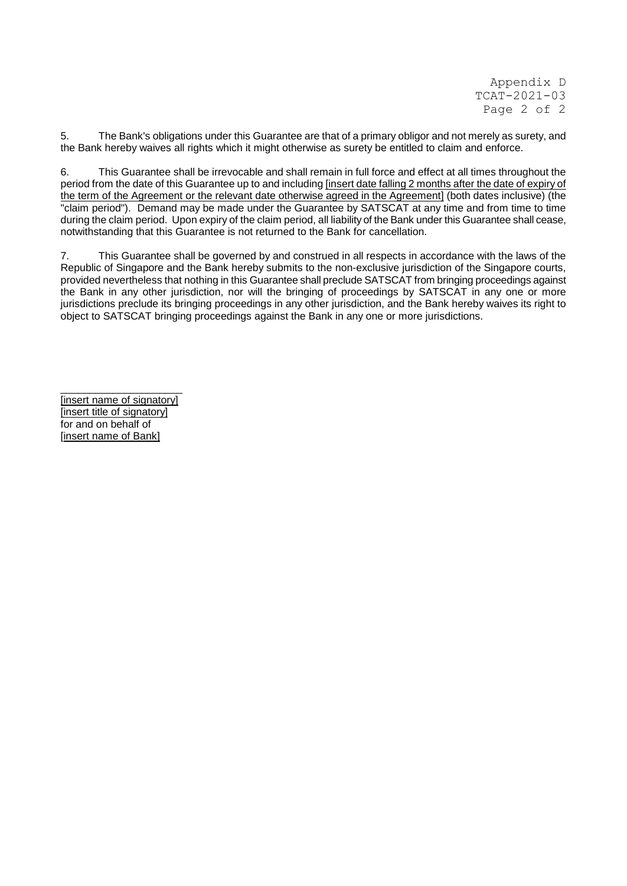5. The Bank's obligations under this Guarantee are that of a primary obligor and not merely as surety, and the Bank hereby waives all rights which it might otherwise as surety be entitled to claim and enforce.

6. This Guarantee shall be irrevocable and shall remain in full force and effect at all times throughout the period from the date of this Guarantee up to and including [insert date falling 2 months after the date of expiry of the term of the Agreement or the relevant date otherwise agreed in the Agreement] (both dates inclusive) (the "claim period"). Demand may be made under the Guarantee by SATSCAT at any time and from time to time during the claim period. Upon expiry of the claim period, all liability of the Bank under this Guarantee shall cease, notwithstanding that this Guarantee is not returned to the Bank for cancellation.

7. This Guarantee shall be governed by and construed in all respects in accordance with the laws of the Republic of Singapore and the Bank hereby submits to the non-exclusive jurisdiction of the Singapore courts, provided nevertheless that nothing in this Guarantee shall preclude SATSCAT from bringing proceedings against the Bank in any other jurisdiction, nor will the bringing of proceedings by SATSCAT in any one or more jurisdictions preclude its bringing proceedings in any other jurisdiction, and the Bank hereby waives its right to object to SATSCAT bringing proceedings against the Bank in any one or more jurisdictions.

\_\_\_\_\_\_\_\_\_\_\_\_\_\_\_\_\_\_\_\_\_\_

[insert name of signatory]
[insert title of signatory]
for and on behalf of
[insert name of Bank]